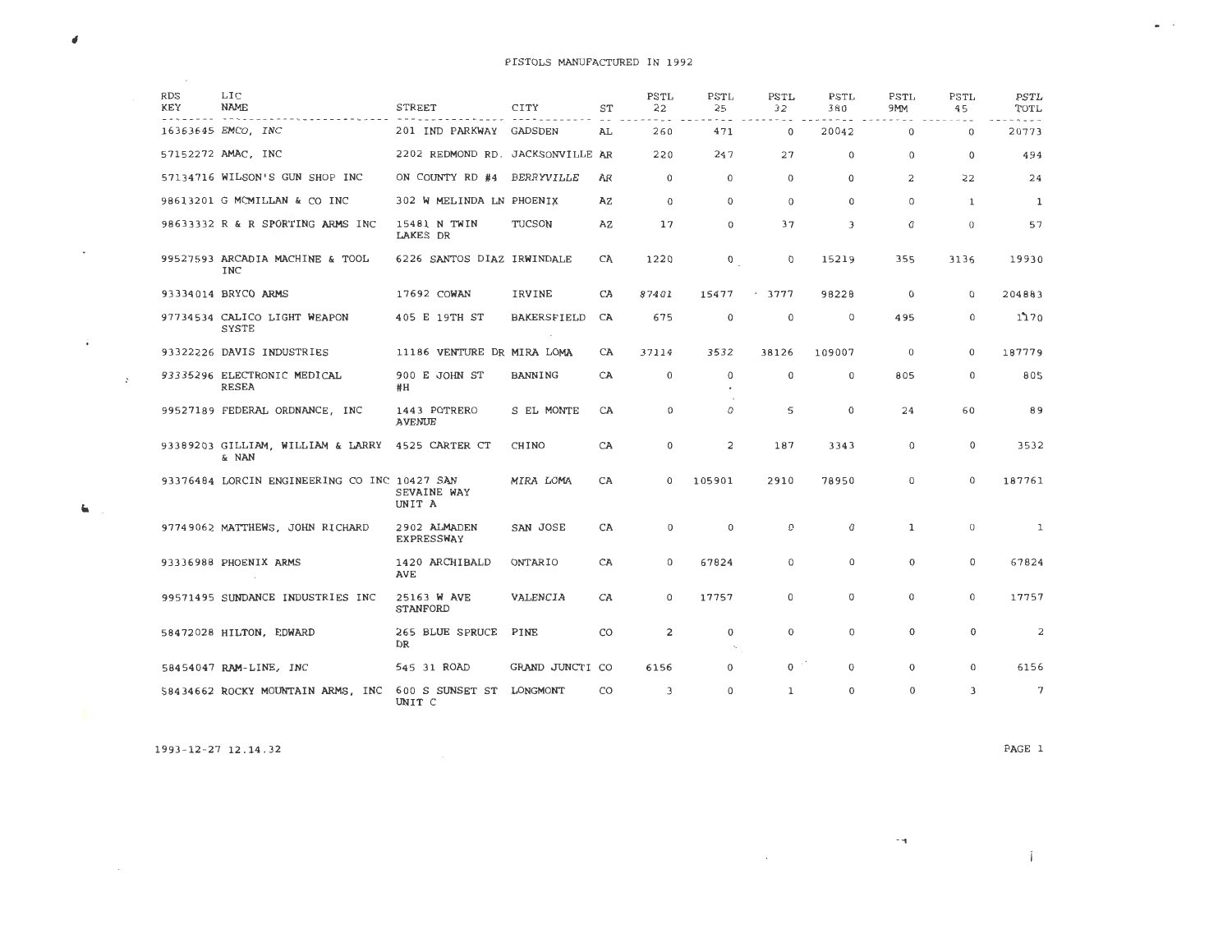# PISTOLS MANUFACTURED IN 1992

| RDS KEY | LIC NAME | STREET | CITY | ST | PSTL 22 | PSTL 25 | PSTL 32 | PSTL 380 | PSTL 9MM | PSTL 45 | PSTL TOTL |
|---|---|---|---|---|---|---|---|---|---|---|---|
| 16363645 | EMCO, INC | 201 IND PARKWAY | GADSDEN | AL | 260 | 471 | 0 | 20042 | 0 | 0 | 20773 |
| 57152272 | AMAC, INC | 2202 REDMOND RD. | JACKSONVILLE | AR | 220 | 247 | 27 | 0 | 0 | 0 | 494 |
| 57134716 | WILSON'S GUN SHOP INC | ON COUNTY RD #4 | BERRYVILLE | AR | 0 | 0 | 0 | 0 | 2 | 22 | 24 |
| 98613201 | G MCMILLAN & CO INC | 302 W MELINDA LN | PHOENIX | AZ | 0 | 0 | 0 | 0 | 0 | 1 | 1 |
| 98633332 | R & R SPORTING ARMS INC | 15481 N TWIN LAKES DR | TUCSON | AZ | 17 | 0 | 37 | 3 | 0 | 0 | 57 |
| 99527593 | ARCADIA MACHINE & TOOL INC | 6226 SANTOS DIAZ | IRWINDALE | CA | 1220 | 0 | 0 | 15219 | 355 | 3136 | 19930 |
| 93334014 | BRYCO ARMS | 17692 COWAN | IRVINE | CA | 87401 | 15477 | 3777 | 98228 | 0 | 0 | 204883 |
| 97734534 | CALICO LIGHT WEAPON SYSTE | 405 E 19TH ST | BAKERSFIELD | CA | 675 | 0 | 0 | 0 | 495 | 0 | 1170 |
| 93322226 | DAVIS INDUSTRIES | 11186 VENTURE DR | MIRA LOMA | CA | 37114 | 3532 | 38126 | 109007 | 0 | 0 | 187779 |
| 93335296 | ELECTRONIC MEDICAL RESEA | 900 E JOHN ST #H | BANNING | CA | 0 | 0 | 0 | 0 | 805 | 0 | 805 |
| 99527189 | FEDERAL ORDNANCE, INC | 1443 POTRERO AVENUE | S EL MONTE | CA | 0 | 0 | 5 | 0 | 24 | 60 | 89 |
| 93389203 | GILLIAM, WILLIAM & LARRY & NAN | 4525 CARTER CT | CHINO | CA | 0 | 2 | 187 | 3343 | 0 | 0 | 3532 |
| 93376484 | LORCIN ENGINEERING CO INC | 10427 SAN SEVAINE WAY UNIT A | MIRA LOMA | CA | 0 | 105901 | 2910 | 78950 | 0 | 0 | 187761 |
| 97749062 | MATTHEWS, JOHN RICHARD | 2902 ALMADEN EXPRESSWAY | SAN JOSE | CA | 0 | 0 | 0 | 0 | 1 | 0 | 1 |
| 93336988 | PHOENIX ARMS | 1420 ARCHIBALD AVE | ONTARIO | CA | 0 | 67824 | 0 | 0 | 0 | 0 | 67824 |
| 99571495 | SUNDANCE INDUSTRIES INC | 25163 W AVE STANFORD | VALENCIA | CA | 0 | 17757 | 0 | 0 | 0 | 0 | 17757 |
| 58472028 | HILTON, EDWARD | 265 BLUE SPRUCE DR | PINE | CO | 2 | 0 | 0 | 0 | 0 | 0 | 2 |
| 58454047 | RAM-LINE, INC | 545 31 ROAD | GRAND JUNCTI | CO | 6156 | 0 | 0 | 0 | 0 | 0 | 6156 |
| 58434662 | ROCKY MOUNTAIN ARMS, INC | 600 S SUNSET ST UNIT C | LONGMONT | CO | 3 | 0 | 1 | 0 | 0 | 3 | 7 |

1993-12-27 12.14.32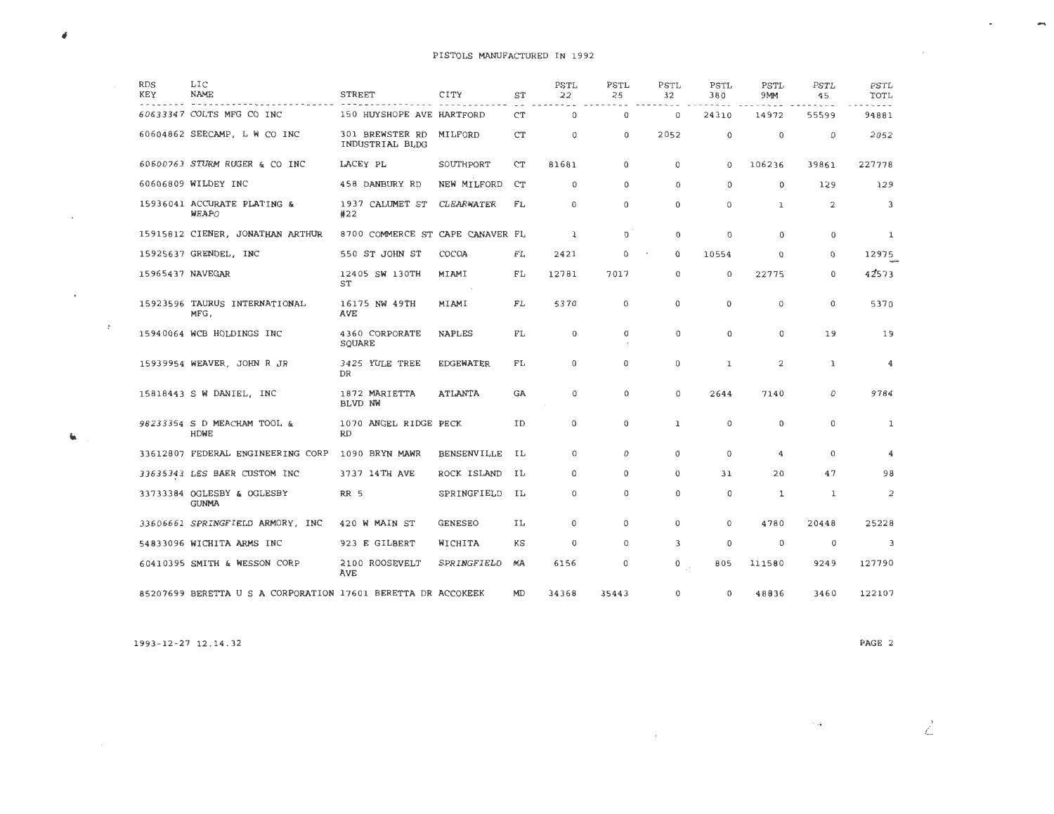# PISTOLS MANUFACTURED IN 1992

| RDS KEY | LIC NAME | STREET | CITY | ST | PSTL 22 | PSTL 25 | PSTL 32 | PSTL 380 | PSTL 9MM | PSTL 45 | PSTL TOTL |
|---|---|---|---|---|---|---|---|---|---|---|---|
| 60633347 | COLTS MFG CO INC | 150 HUYSHOPE AVE | HARTFORD | CT | 0 | 0 | 0 | 24310 | 14972 | 55599 | 94881 |
| 60604862 | SEECAMP, L W CO INC | 301 BREWSTER RD INDUSTRIAL BLDG | MILFORD | CT | 0 | 0 | 2052 | 0 | 0 | 0 | 2052 |
| 60600763 | STURM RUGER & CO INC | LACEY PL | SOUTHPORT | CT | 81681 | 0 | 0 | 0 | 106236 | 39861 | 227778 |
| 60606809 | WILDEY INC | 458 DANBURY RD | NEW MILFORD | CT | 0 | 0 | 0 | 0 | 0 | 129 | 129 |
| 15936041 | ACCURATE PLATING & WEAPO | 1937 CALUMET ST #22 | CLEARWATER | FL | 0 | 0 | 0 | 0 | 1 | 2 | 3 |
| 15915812 | CIENER, JONATHAN ARTHUR | 8700 COMMERCE ST | CAPE CANAVER | FL | 1 | 0 | 0 | 0 | 0 | 0 | 1 |
| 15925637 | GRENDEL, INC | 550 ST JOHN ST | COCOA | FL | 2421 | 0 | 0 | 10554 | 0 | 0 | 12975 |
| 15965437 | NAVEGAR | 12405 SW 130TH ST | MIAMI | FL | 12781 | 7017 | 0 | 0 | 22775 | 0 | 42573 |
| 15923596 | TAURUS INTERNATIONAL MFG, | 16175 NW 49TH AVE | MIAMI | FL | 5370 | 0 | 0 | 0 | 0 | 0 | 5370 |
| 15940064 | WCB HOLDINGS INC | 4360 CORPORATE SQUARE | NAPLES | FL | 0 | 0 | 0 | 0 | 0 | 19 | 19 |
| 15939954 | WEAVER, JOHN R JR | 3425 YULE TREE DR | EDGEWATER | FL | 0 | 0 | 0 | 1 | 2 | 1 | 4 |
| 15818443 | S W DANIEL, INC | 1872 MARIETTA BLVD NW | ATLANTA | GA | 0 | 0 | 0 | 2644 | 7140 | 0 | 9784 |
| 98233354 | S D MEACHAM TOOL & HDWE | 1070 ANGEL RIDGE RD | PECK | ID | 0 | 0 | 1 | 0 | 0 | 0 | 1 |
| 33612807 | FEDERAL ENGINEERING CORP | 1090 BRYN MAWR | BENSENVILLE | IL | 0 | 0 | 0 | 0 | 4 | 0 | 4 |
| 33635343 | LES BAER CUSTOM INC | 3737 14TH AVE | ROCK ISLAND | IL | 0 | 0 | 0 | 31 | 20 | 47 | 98 |
| 33733384 | OGLESBY & OGLESBY GUNMA | RR 5 | SPRINGFIELD | IL | 0 | 0 | 0 | 0 | 1 | 1 | 2 |
| 33606661 | SPRINGFIELD ARMORY, INC | 420 W MAIN ST | GENESEO | IL | 0 | 0 | 0 | 0 | 4780 | 20448 | 25228 |
| 54833096 | WICHITA ARMS INC | 923 E GILBERT | WICHITA | KS | 0 | 0 | 3 | 0 | 0 | 0 | 3 |
| 60410395 | SMITH & WESSON CORP | 2100 ROOSEVELT AVE | SPRINGFIELD | MA | 6156 | 0 | 0 | 805 | 111580 | 9249 | 127790 |
| 85207699 | BERETTA U S A CORPORATION | 17601 BERETTA DR | ACCOKEEK | MD | 34368 | 35443 | 0 | 0 | 48836 | 3460 | 122107 |

1993-12-27 12.14.32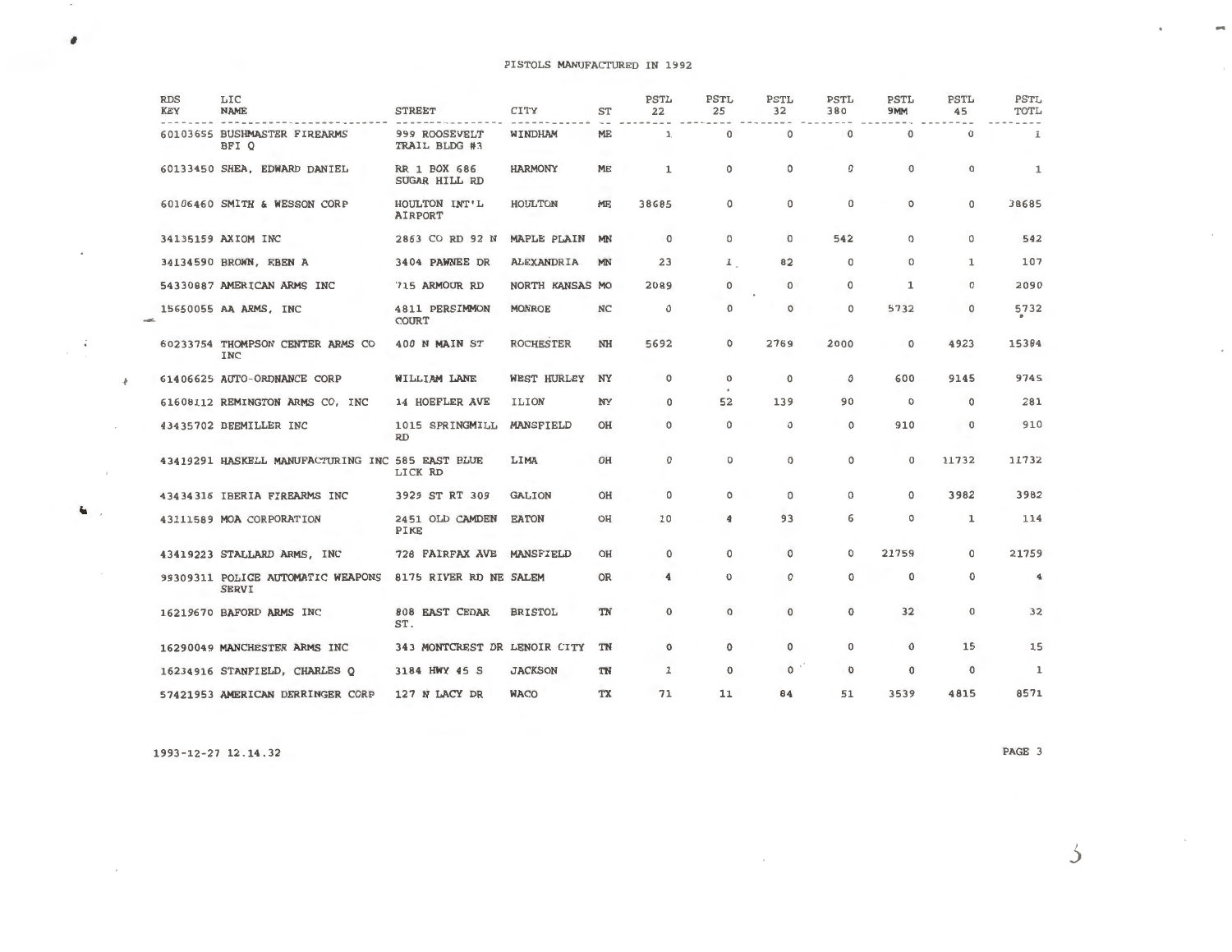# PISTOLS MANUFACTURED IN 1992

| RDS KEY | LIC NAME | STREET | CITY | ST | PSTL 22 | PSTL 25 | PSTL 32 | PSTL 380 | PSTL 9MM | PSTL 45 | PSTL TOTL |
|---|---|---|---|---|---|---|---|---|---|---|---|
| 60103655 | BUSHMASTER FIREARMS BFI Q | 999 ROOSEVELT TRAIL BLDG #3 | WINDHAM | ME | 1 | 0 | 0 | 0 | 0 | 0 | 1 |
| 60133450 | SHEA, EDWARD DANIEL | RR 1 BOX 686 SUGAR HILL RD | HARMONY | ME | 1 | 0 | 0 | 0 | 0 | 0 | 1 |
| 60106460 | SMITH & WESSON CORP | HOULTON INT'L AIRPORT | HOULTON | ME | 38685 | 0 | 0 | 0 | 0 | 0 | 38685 |
| 34135159 | AXIOM INC | 2863 CO RD 92 N | MAPLE PLAIN | MN | 0 | 0 | 0 | 542 | 0 | 0 | 542 |
| 34134590 | BROWN, EBEN A | 3404 PAWNEE DR | ALEXANDRIA | MN | 23 | 1 | 82 | 0 | 0 | 1 | 107 |
| 54330887 | AMERICAN ARMS INC | 715 ARMOUR RD | NORTH KANSAS | MO | 2089 | 0 | 0 | 0 | 1 | 0 | 2090 |
| 15650055 | AA ARMS, INC | 4811 PERSIMMON COURT | MONROE | NC | 0 | 0 | 0 | 0 | 5732 | 0 | 5732 |
| 60233754 | THOMPSON CENTER ARMS CO INC | 400 N MAIN ST | ROCHESTER | NH | 5692 | 0 | 2769 | 2000 | 0 | 4923 | 15384 |
| 61406625 | AUTO-ORDNANCE CORP | WILLIAM LANE | WEST HURLEY | NY | 0 | 0 | 0 | 0 | 600 | 9145 | 9745 |
| 61608112 | REMINGTON ARMS CO, INC | 14 HOEFLER AVE | ILION | NY | 0 | 52 | 139 | 90 | 0 | 0 | 281 |
| 43435702 | BEEMILLER INC | 1015 SPRINGMILL RD | MANSFIELD | OH | 0 | 0 | 0 | 0 | 910 | 0 | 910 |
| 43419291 | HASKELL MANUFACTURING INC | 585 EAST BLUE LICK RD | LIMA | OH | 0 | 0 | 0 | 0 | 0 | 11732 | 11732 |
| 43434316 | IBERIA FIREARMS INC | 3929 ST RT 309 | GALION | OH | 0 | 0 | 0 | 0 | 0 | 3982 | 3982 |
| 43111589 | MOA CORPORATION | 2451 OLD CAMDEN PIKE | EATON | OH | 10 | 4 | 93 | 6 | 0 | 1 | 114 |
| 43419223 | STALLARD ARMS, INC | 728 FAIRFAX AVE | MANSFIELD | OH | 0 | 0 | 0 | 0 | 21759 | 0 | 21759 |
| 99309311 | POLICE AUTOMATIC WEAPONS SERVI | 8175 RIVER RD NE | SALEM | OR | 4 | 0 | 0 | 0 | 0 | 0 | 4 |
| 16219670 | BAFORD ARMS INC | 808 EAST CEDAR ST. | BRISTOL | TN | 0 | 0 | 0 | 0 | 32 | 0 | 32 |
| 16290049 | MANCHESTER ARMS INC | 343 MONTCREST DR | LENOIR CITY | TN | 0 | 0 | 0 | 0 | 0 | 15 | 15 |
| 16234916 | STANFIELD, CHARLES Q | 3184 HWY 45 S | JACKSON | TN | 1 | 0 | 0 | 0 | 0 | 0 | 1 |
| 57421953 | AMERICAN DERRINGER CORP | 127 N LACY DR | WACO | TX | 71 | 11 | 84 | 51 | 3539 | 4815 | 8571 |

1993-12-27 12.14.32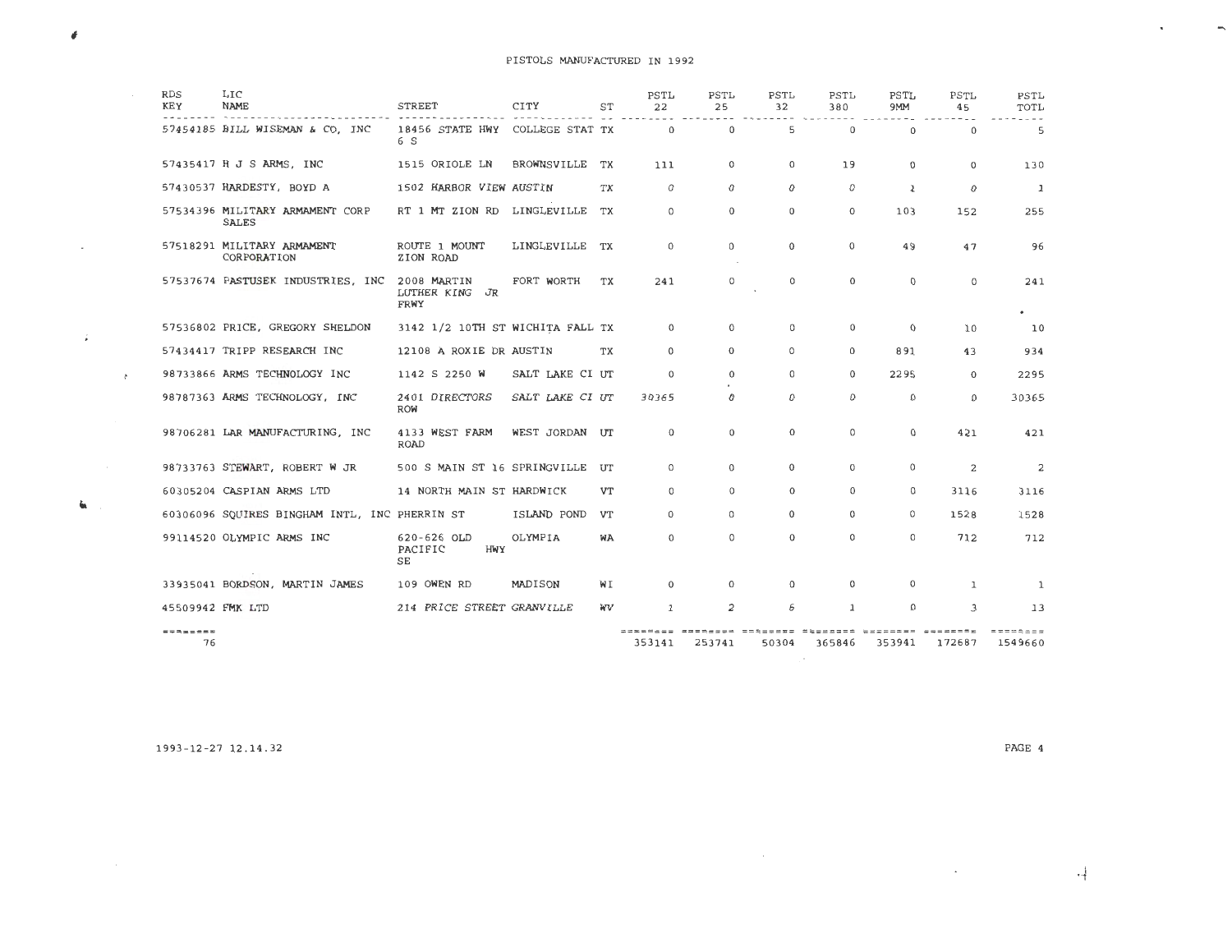PISTOLS MANUFACTURED IN 1992

| RDS KEY | LIC NAME | STREET | CITY | ST | PSTL 22 | PSTL 25 | PSTL 32 | PSTL 380 | PSTL 9MM | PSTL 45 | PSTL TOTL |
|---|---|---|---|---|---|---|---|---|---|---|---|
| 57454185 | BILL WISEMAN & CO, INC | 18456 STATE HWY 6 S | COLLEGE STAT | TX | 0 | 0 | 5 | 0 | 0 | 0 | 5 |
| 57435417 | H J S ARMS, INC | 1515 ORIOLE LN | BROWNSVILLE | TX | 111 | 0 | 0 | 19 | 0 | 0 | 130 |
| 57430537 | HARDESTY, BOYD A | 1502 HARBOR VIEW | AUSTIN | TX | 0 | 0 | 0 | 0 | 1 | 0 | 1 |
| 57534396 | MILITARY ARMAMENT CORP SALES | RT 1 MT ZION RD | LINGLEVILLE | TX | 0 | 0 | 0 | 0 | 103 | 152 | 255 |
| 57518291 | MILITARY ARMAMENT CORPORATION | ROUTE 1 MOUNT ZION ROAD | LINGLEVILLE | TX | 0 | 0 | 0 | 0 | 49 | 47 | 96 |
| 57537674 | PASTUSEK INDUSTRIES, INC | 2008 MARTIN LUTHER KING JR FRWY | FORT WORTH | TX | 241 | 0 | 0 | 0 | 0 | 0 | 241 |
| 57536802 | PRICE, GREGORY SHELDON | 3142 1/2 10TH ST | WICHITA FALL | TX | 0 | 0 | 0 | 0 | 0 | 10 | 10 |
| 57434417 | TRIPP RESEARCH INC | 12108 A ROXIE DR | AUSTIN | TX | 0 | 0 | 0 | 0 | 891 | 43 | 934 |
| 98733866 | ARMS TECHNOLOGY INC | 1142 S 2250 W | SALT LAKE CI | UT | 0 | 0 | 0 | 0 | 2295 | 0 | 2295 |
| 98787363 | ARMS TECHNOLOGY, INC | 2401 DIRECTORS ROW | SALT LAKE CI | UT | 30365 | 0 | 0 | 0 | 0 | 0 | 30365 |
| 98706281 | LAR MANUFACTURING, INC | 4133 WEST FARM ROAD | WEST JORDAN | UT | 0 | 0 | 0 | 0 | 0 | 421 | 421 |
| 98733763 | STEWART, ROBERT W JR | 500 S MAIN ST 16 | SPRINGVILLE | UT | 0 | 0 | 0 | 0 | 0 | 2 | 2 |
| 60305204 | CASPIAN ARMS LTD | 14 NORTH MAIN ST | HARDWICK | VT | 0 | 0 | 0 | 0 | 0 | 3116 | 3116 |
| 60306096 | SQUIRES BINGHAM INTL, INC | PHERRIN ST | ISLAND POND | VT | 0 | 0 | 0 | 0 | 0 | 1528 | 1528 |
| 99114520 | OLYMPIC ARMS INC | 620-626 OLD PACIFIC HWY SE | OLYMPIA | WA | 0 | 0 | 0 | 0 | 0 | 712 | 712 |
| 33935041 | BORDSON, MARTIN JAMES | 109 OWEN RD | MADISON | WI | 0 | 0 | 0 | 0 | 0 | 1 | 1 |
| 45509942 | FMK LTD | 214 PRICE STREET | GRANVILLE | WV | 1 | 2 | 6 | 1 | 0 | 3 | 13 |
| 76 | | | | | 353141 | 253741 | 50304 | 365846 | 353941 | 172687 | 1549660 |

1993-12-27 12.14.32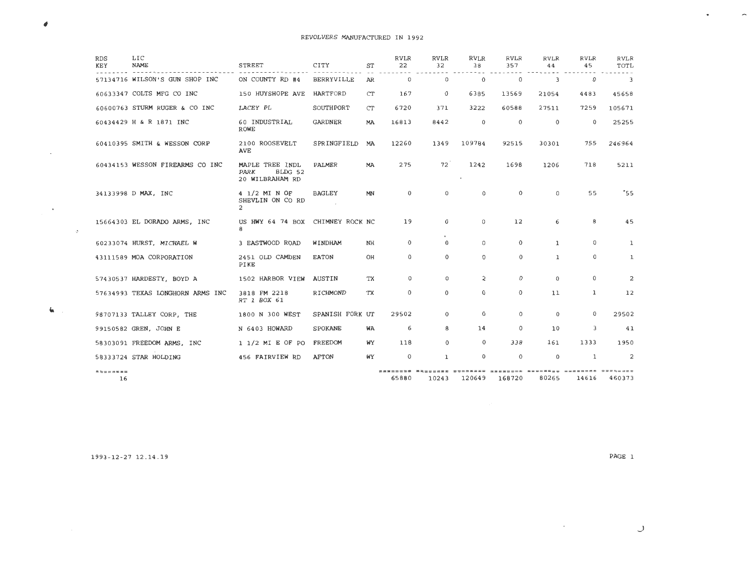# REVOLVERS MANUFACTURED IN 1992

| RDS KEY | LIC NAME | STREET | CITY | ST | RVLR 22 | RVLR 32 | RVLR 38 | RVLR 357 | RVLR 44 | RVLR 45 | RVLR TOTL |
|---|---|---|---|---|---|---|---|---|---|---|---|
| 57134716 | WILSON'S GUN SHOP INC | ON COUNTY RD #4 | BERRYVILLE | AR | 0 | 0 | 0 | 0 | 3 | 0 | 3 |
| 60633347 | COLTS MFG CO INC | 150 HUYSHOPE AVE | HARTFORD | CT | 167 | 0 | 6385 | 13569 | 21054 | 4483 | 45658 |
| 60600763 | STURM RUGER & CO INC | LACEY PL | SOUTHPORT | CT | 6720 | 371 | 3222 | 60588 | 27511 | 7259 | 105671 |
| 60434429 | H & R 1871 INC | 60 INDUSTRIAL ROWE | GARDNER | MA | 16813 | 8442 | 0 | 0 | 0 | 0 | 25255 |
| 60410395 | SMITH & WESSON CORP | 2100 ROOSEVELT AVE | SPRINGFIELD | MA | 12260 | 1349 | 109784 | 92515 | 30301 | 755 | 246964 |
| 60434153 | WESSON FIREARMS CO INC | MAPLE TREE INDL PARK BLDG 52 20 WILBRAHAM RD | PALMER | MA | 275 | 72 | 1242 | 1698 | 1206 | 718 | 5211 |
| 34133998 | D MAX, INC | 4 1/2 MI N OF SHEVLIN ON CO RD 2 | BAGLEY | MN | 0 | 0 | 0 | 0 | 0 | 55 | 55 |
| 15664303 | EL DORADO ARMS, INC | US HWY 64 74 BOX 8 | CHIMNEY ROCK | NC | 19 | 0 | 0 | 12 | 6 | 8 | 45 |
| 60233074 | HURST, MICHAEL W | 3 EASTWOOD ROAD | WINDHAM | NH | 0 | 0 | 0 | 0 | 1 | 0 | 1 |
| 43111589 | MOA CORPORATION | 2451 OLD CAMDEN PIKE | EATON | OH | 0 | 0 | 0 | 0 | 1 | 0 | 1 |
| 57430537 | HARDESTY, BOYD A | 1502 HARBOR VIEW | AUSTIN | TX | 0 | 0 | 2 | 0 | 0 | 0 | 2 |
| 57634993 | TEXAS LONGHORN ARMS INC | 3818 FM 2218 RT 1 BOX 61 | RICHMOND | TX | 0 | 0 | 0 | 0 | 11 | 1 | 12 |
| 98707133 | TALLEY CORP, THE | 1800 N 300 WEST | SPANISH FORK | UT | 29502 | 0 | 0 | 0 | 0 | 0 | 29502 |
| 99150582 | GREN, JOHN E | N 6403 HOWARD | SPOKANE | WA | 6 | 8 | 14 | 0 | 10 | 3 | 41 |
| 58303091 | FREEDOM ARMS, INC | 1 1/2 MI E OF PO | FREEDOM | WY | 118 | 0 | 0 | 338 | 161 | 1333 | 1950 |
| 58333724 | STAR HOLDING | 456 FAIRVIEW RD | AFTON | WY | 0 | 1 | 0 | 0 | 0 | 1 | 2 |
| 16 | | | | | 65880 | 10243 | 120649 | 168720 | 80265 | 14616 | 460373 |

1993-12-27 12.14.19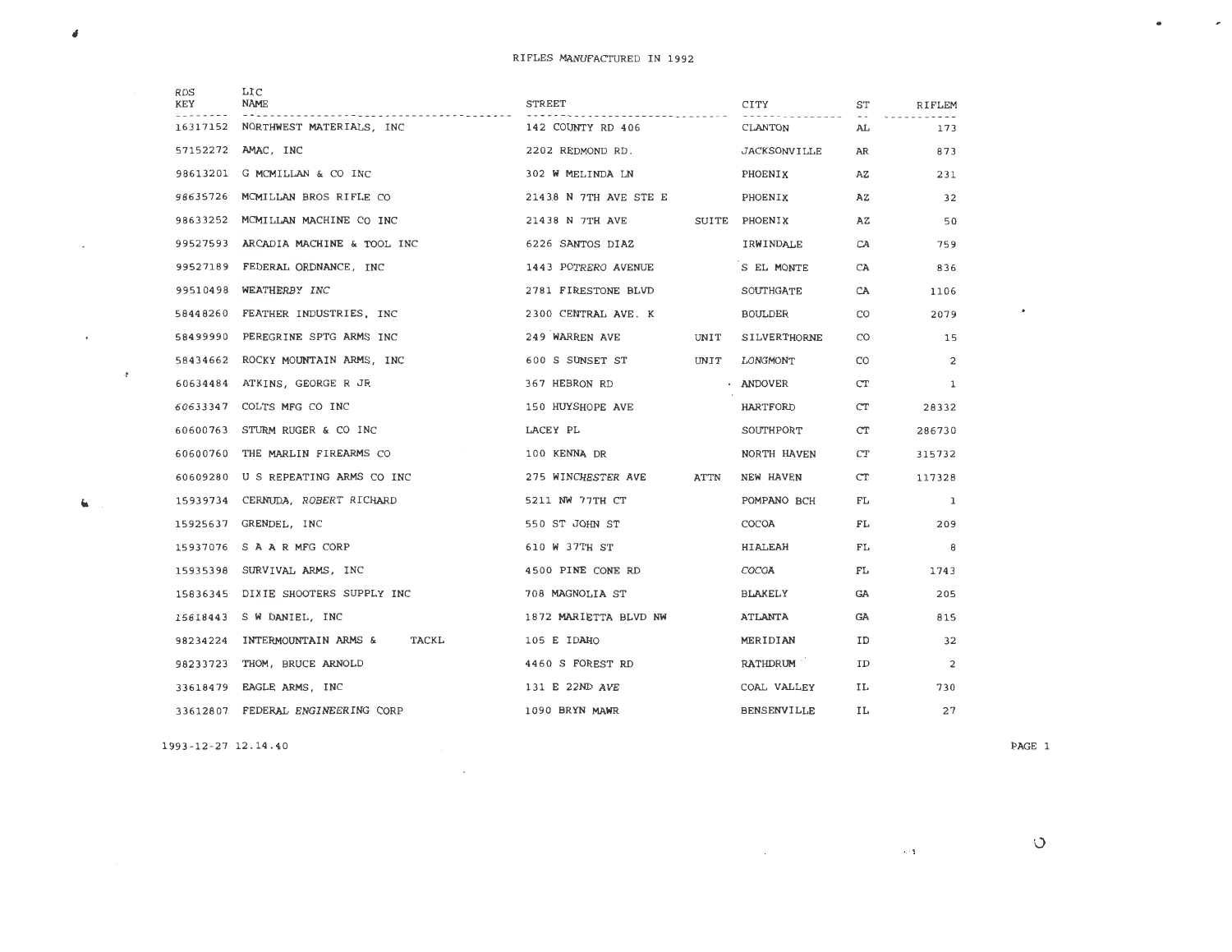# RIFLES MANUFACTURED IN 1992

| RDS KEY | LIC NAME | STREET | | CITY | ST | RIFLEM |
|---|---|---|---|---|---|---|
| 16317152 | NORTHWEST MATERIALS, INC | 142 COUNTY RD 406 | | CLANTON | AL | 173 |
| 57152272 | AMAC, INC | 2202 REDMOND RD. | | JACKSONVILLE | AR | 873 |
| 98613201 | G MCMILLAN & CO INC | 302 W MELINDA LN | | PHOENIX | AZ | 231 |
| 98635726 | MCMILLAN BROS RIFLE CO | 21438 N 7TH AVE STE E | | PHOENIX | AZ | 32 |
| 98633252 | MCMILLAN MACHINE CO INC | 21438 N 7TH AVE | SUITE | PHOENIX | AZ | 50 |
| 99527593 | ARCADIA MACHINE & TOOL INC | 6226 SANTOS DIAZ | | IRWINDALE | CA | 759 |
| 99527189 | FEDERAL ORDNANCE, INC | 1443 POTRERO AVENUE | | S EL MONTE | CA | 836 |
| 99510498 | WEATHERBY INC | 2781 FIRESTONE BLVD | | SOUTHGATE | CA | 1106 |
| 58448260 | FEATHER INDUSTRIES, INC | 2300 CENTRAL AVE. K | | BOULDER | CO | 2079 |
| 58499990 | PEREGRINE SPTG ARMS INC | 249 WARREN AVE | UNIT | SILVERTHORNE | CO | 15 |
| 58434662 | ROCKY MOUNTAIN ARMS, INC | 600 S SUNSET ST | UNIT | LONGMONT | CO | 2 |
| 60634484 | ATKINS, GEORGE R JR | 367 HEBRON RD | | ANDOVER | CT | 1 |
| 60633347 | COLTS MFG CO INC | 150 HUYSHOPE AVE | | HARTFORD | CT | 28332 |
| 60600763 | STURM RUGER & CO INC | LACEY PL | | SOUTHPORT | CT | 286730 |
| 60600760 | THE MARLIN FIREARMS CO | 100 KENNA DR | | NORTH HAVEN | CT | 315732 |
| 60609280 | U S REPEATING ARMS CO INC | 275 WINCHESTER AVE | ATTN | NEW HAVEN | CT | 117328 |
| 15939734 | CERNUDA, ROBERT RICHARD | 5211 NW 77TH CT | | POMPANO BCH | FL | 1 |
| 15925637 | GRENDEL, INC | 550 ST JOHN ST | | COCOA | FL | 209 |
| 15937076 | S A A R MFG CORP | 610 W 37TH ST | | HIALEAH | FL | 8 |
| 15935398 | SURVIVAL ARMS, INC | 4500 PINE CONE RD | | COCOA | FL | 1743 |
| 15836345 | DIXIE SHOOTERS SUPPLY INC | 708 MAGNOLIA ST | | BLAKELY | GA | 205 |
| 15618443 | S W DANIEL, INC | 1872 MARIETTA BLVD NW | | ATLANTA | GA | 815 |
| 98234224 | INTERMOUNTAIN ARMS & TACKL | 105 E IDAHO | | MERIDIAN | ID | 32 |
| 98233723 | THOM, BRUCE ARNOLD | 4460 S FOREST RD | | RATHDRUM | ID | 2 |
| 33618479 | EAGLE ARMS, INC | 131 E 22ND AVE | | COAL VALLEY | IL | 730 |
| 33612807 | FEDERAL ENGINEERING CORP | 1090 BRYN MAWR | | BENSENVILLE | IL | 27 |

1993-12-27 12.14.40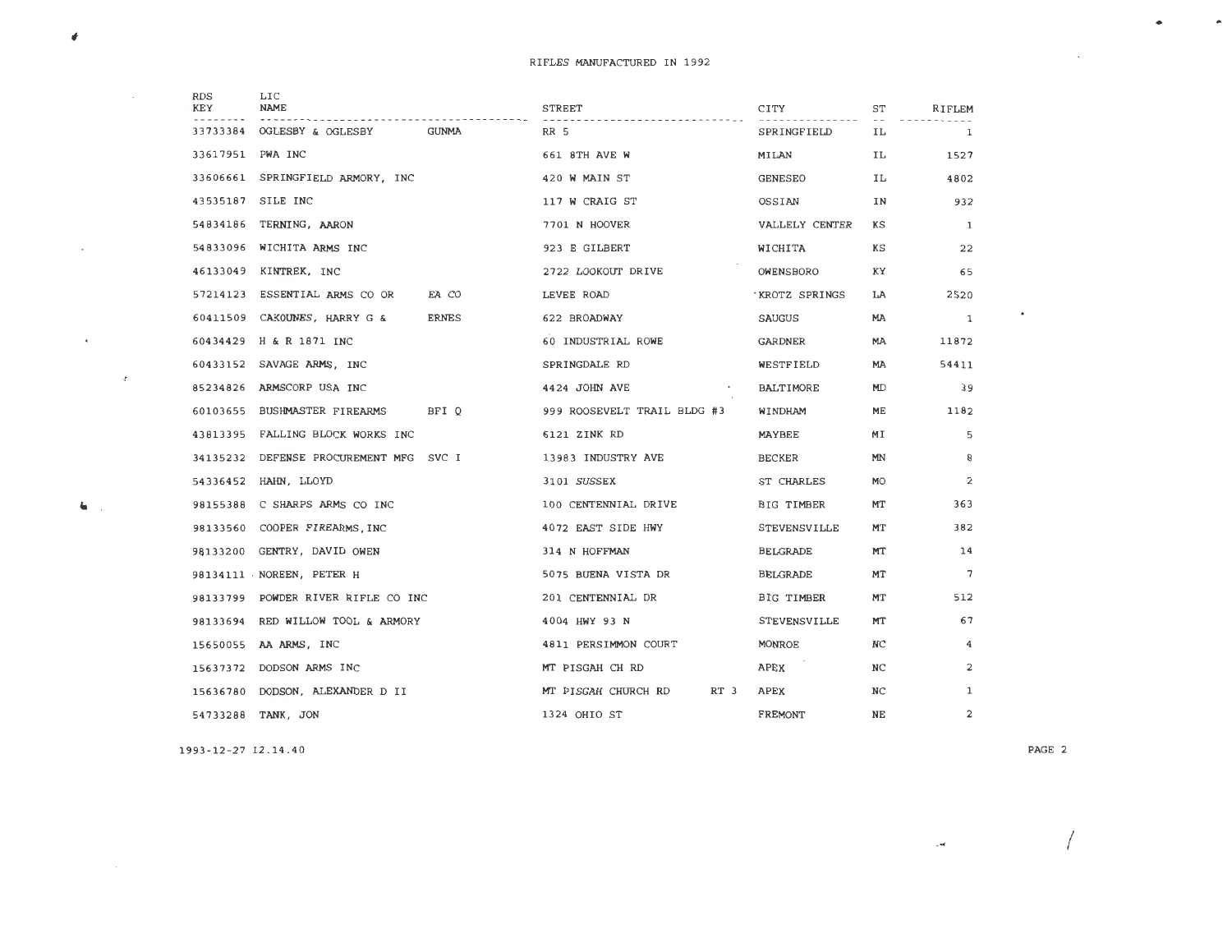RIFLES MANUFACTURED IN 1992

| RDS KEY | LIC NAME | | STREET | | CITY | ST | RIFLEM |
|---|---|---|---|---|---|---|---|
| 33733384 | OGLESBY & OGLESBY | GUNMA | RR 5 | | SPRINGFIELD | IL | 1 |
| 33617951 | PWA INC | | 661 8TH AVE W | | MILAN | IL | 1527 |
| 33606661 | SPRINGFIELD ARMORY, INC | | 420 W MAIN ST | | GENESEO | IL | 4802 |
| 43535187 | SILE INC | | 117 W CRAIG ST | | OSSIAN | IN | 932 |
| 54834186 | TERNING, AARON | | 7701 N HOOVER | | VALLELY CENTER | KS | 1 |
| 54833096 | WICHITA ARMS INC | | 923 E GILBERT | | WICHITA | KS | 22 |
| 46133049 | KINTREK, INC | | 2722 LOOKOUT DRIVE | | OWENSBORO | KY | 65 |
| 57214123 | ESSENTIAL ARMS CO OR | EA CO | LEVEE ROAD | | KROTZ SPRINGS | LA | 2520 |
| 60411509 | CAKOUNES, HARRY G & | ERNES | 622 BROADWAY | | SAUGUS | MA | 1 |
| 60434429 | H & R 1871 INC | | 60 INDUSTRIAL ROWE | | GARDNER | MA | 11872 |
| 60433152 | SAVAGE ARMS, INC | | SPRINGDALE RD | | WESTFIELD | MA | 54411 |
| 85234826 | ARMSCORP USA INC | | 4424 JOHN AVE | | BALTIMORE | MD | 39 |
| 60103655 | BUSHMASTER FIREARMS | BFI Q | 999 ROOSEVELT TRAIL BLDG #3 | | WINDHAM | ME | 1182 |
| 43813395 | FALLING BLOCK WORKS INC | | 6121 ZINK RD | | MAYBEE | MI | 5 |
| 34135232 | DEFENSE PROCUREMENT MFG | SVC I | 13983 INDUSTRY AVE | | BECKER | MN | 8 |
| 54336452 | HAHN, LLOYD | | 3101 SUSSEX | | ST CHARLES | MO | 2 |
| 98155388 | C SHARPS ARMS CO INC | | 100 CENTENNIAL DRIVE | | BIG TIMBER | MT | 363 |
| 98133560 | COOPER FIREARMS, INC | | 4072 EAST SIDE HWY | | STEVENSVILLE | MT | 382 |
| 98133200 | GENTRY, DAVID OWEN | | 314 N HOFFMAN | | BELGRADE | MT | 14 |
| 98134111 | NOREEN, PETER H | | 5075 BUENA VISTA DR | | BELGRADE | MT | 7 |
| 98133799 | POWDER RIVER RIFLE CO INC | | 201 CENTENNIAL DR | | BIG TIMBER | MT | 512 |
| 98133694 | RED WILLOW TOOL & ARMORY | | 4004 HWY 93 N | | STEVENSVILLE | MT | 67 |
| 15650055 | AA ARMS, INC | | 4811 PERSIMMON COURT | | MONROE | NC | 4 |
| 15637372 | DODSON ARMS INC | | MT PISGAH CH RD | | APEX | NC | 2 |
| 15636780 | DODSON, ALEXANDER D II | | MT PISGAH CHURCH RD | RT 3 | APEX | NC | 1 |
| 54733288 | TANK, JON | | 1324 OHIO ST | | FREMONT | NE | 2 |

1993-12-27 12.14.40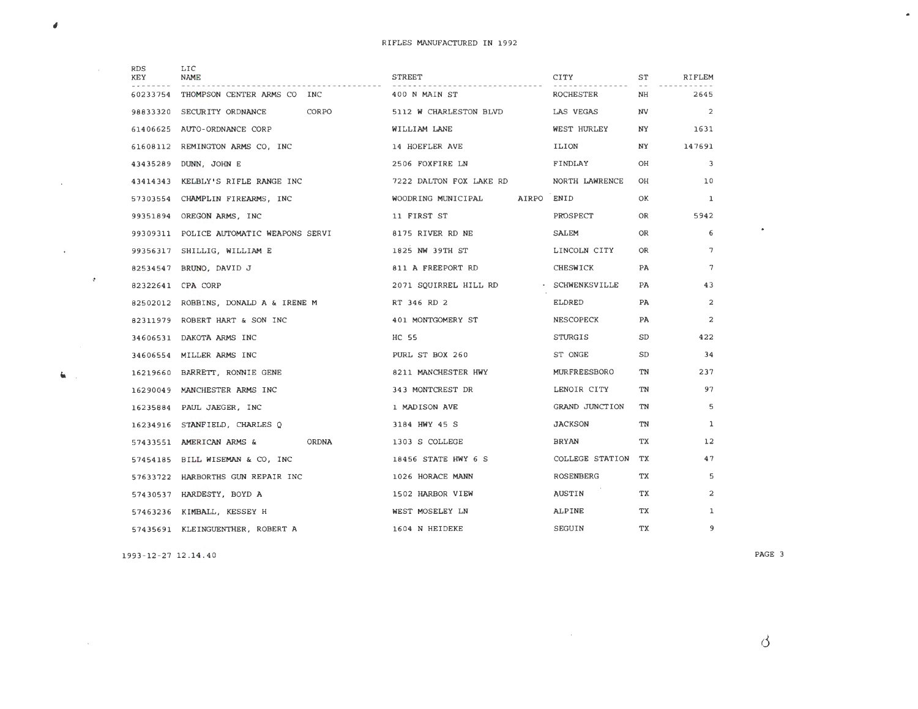# RIFLES MANUFACTURED IN 1992

| RDS KEY | LIC NAME | STREET | CITY | ST | RIFLEM |
|---|---|---|---|---|---|
| 60233754 | THOMPSON CENTER ARMS CO INC | 400 N MAIN ST | ROCHESTER | NH | 2645 |
| 98833320 | SECURITY ORDNANCE CORPO | 5112 W CHARLESTON BLVD | LAS VEGAS | NV | 2 |
| 61406625 | AUTO-ORDNANCE CORP | WILLIAM LANE | WEST HURLEY | NY | 1631 |
| 61608112 | REMINGTON ARMS CO, INC | 14 HOEFLER AVE | ILION | NY | 147691 |
| 43435289 | DUNN, JOHN E | 2506 FOXFIRE LN | FINDLAY | OH | 3 |
| 43414343 | KELBLY'S RIFLE RANGE INC | 7222 DALTON FOX LAKE RD | NORTH LAWRENCE | OH | 10 |
| 57303554 | CHAMPLIN FIREARMS, INC | WOODRING MUNICIPAL AIRPO | ENID | OK | 1 |
| 99351894 | OREGON ARMS, INC | 11 FIRST ST | PROSPECT | OR | 5942 |
| 99309311 | POLICE AUTOMATIC WEAPONS SERVI | 8175 RIVER RD NE | SALEM | OR | 6 |
| 99356317 | SHILLIG, WILLIAM E | 1825 NW 39TH ST | LINCOLN CITY | OR | 7 |
| 82534547 | BRUNO, DAVID J | 811 A FREEPORT RD | CHESWICK | PA | 7 |
| 82322641 | CPA CORP | 2071 SQUIRREL HILL RD | SCHWENKSVILLE | PA | 43 |
| 82502012 | ROBBINS, DONALD A & IRENE M | RT 346 RD 2 | ELDRED | PA | 2 |
| 82311979 | ROBERT HART & SON INC | 401 MONTGOMERY ST | NESCOPECK | PA | 2 |
| 34606531 | DAKOTA ARMS INC | HC 55 | STURGIS | SD | 422 |
| 34606554 | MILLER ARMS INC | PURL ST BOX 260 | ST ONGE | SD | 34 |
| 16219660 | BARRETT, RONNIE GENE | 8211 MANCHESTER HWY | MURFREESBORO | TN | 237 |
| 16290049 | MANCHESTER ARMS INC | 343 MONTCREST DR | LENOIR CITY | TN | 97 |
| 16235884 | PAUL JAEGER, INC | 1 MADISON AVE | GRAND JUNCTION | TN | 5 |
| 16234916 | STANFIELD, CHARLES Q | 3184 HWY 45 S | JACKSON | TN | 1 |
| 57433551 | AMERICAN ARMS & ORDNA | 1303 S COLLEGE | BRYAN | TX | 12 |
| 57454185 | BILL WISEMAN & CO, INC | 18456 STATE HWY 6 S | COLLEGE STATION | TX | 47 |
| 57633722 | HARBORTHS GUN REPAIR INC | 1026 HORACE MANN | ROSENBERG | TX | 5 |
| 57430537 | HARDESTY, BOYD A | 1502 HARBOR VIEW | AUSTIN | TX | 2 |
| 57463236 | KIMBALL, KESSEY H | WEST MOSELEY LN | ALPINE | TX | 1 |
| 57435691 | KLEINGUENTHER, ROBERT A | 1604 N HEIDEKE | SEGUIN | TX | 9 |

1993-12-27 12.14.40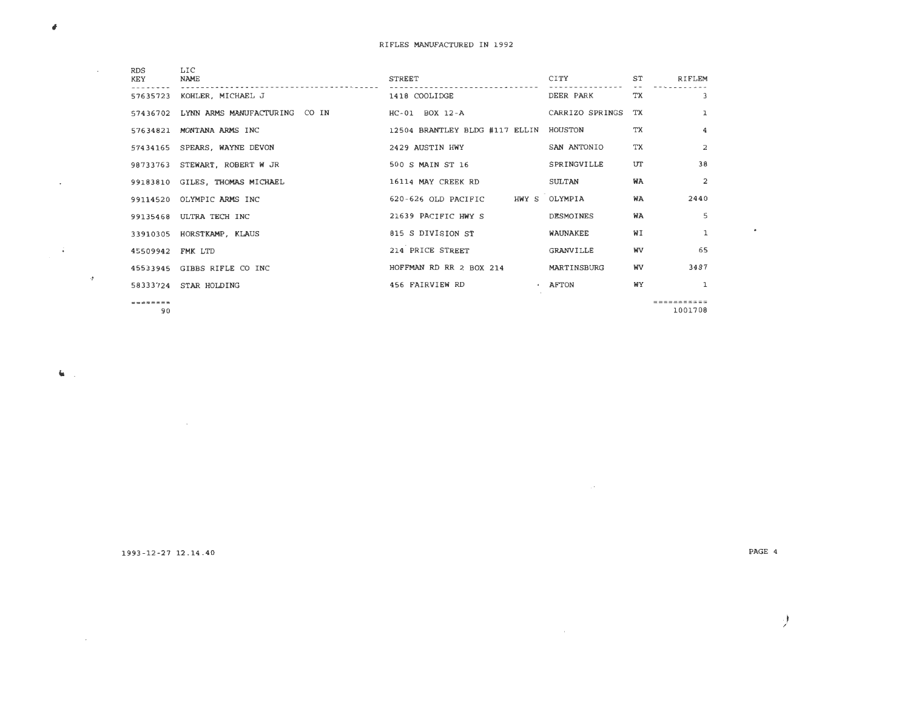# RIFLES MANUFACTURED IN 1992

| RDS KEY | LIC NAME | STREET | CITY | ST | RIFLEM |
|---|---|---|---|---|---|
| 57635723 | KOHLER, MICHAEL J | 1418 COOLIDGE | DEER PARK | TX | 3 |
| 57436702 | LYNN ARMS MANUFACTURING CO IN | HC-01 BOX 12-A | CARRIZO SPRINGS | TX | 1 |
| 57634821 | MONTANA ARMS INC | 12504 BRANTLEY BLDG #117 ELLIN | HOUSTON | TX | 4 |
| 57434165 | SPEARS, WAYNE DEVON | 2429 AUSTIN HWY | SAN ANTONIO | TX | 2 |
| 98733763 | STEWART, ROBERT W JR | 500 S MAIN ST 16 | SPRINGVILLE | UT | 38 |
| 99183810 | GILES, THOMAS MICHAEL | 16114 MAY CREEK RD | SULTAN | WA | 2 |
| 99114520 | OLYMPIC ARMS INC | 620-626 OLD PACIFIC HWY S | OLYMPIA | WA | 2440 |
| 99135468 | ULTRA TECH INC | 21639 PACIFIC HWY S | DESMOINES | WA | 5 |
| 33910305 | HORSTKAMP, KLAUS | 815 S DIVISION ST | WAUNAKEE | WI | 1 |
| 45509942 | FMK LTD | 214 PRICE STREET | GRANVILLE | WV | 65 |
| 45533945 | GIBBS RIFLE CO INC | HOFFMAN RD RR 2 BOX 214 | MARTINSBURG | WV | 3487 |
| 58333724 | STAR HOLDING | 456 FAIRVIEW RD | AFTON | WY | 1 |
| ======== | | | | | =========== |
| 90 | | | | | 1001708 |

1993-12-27 12.14.40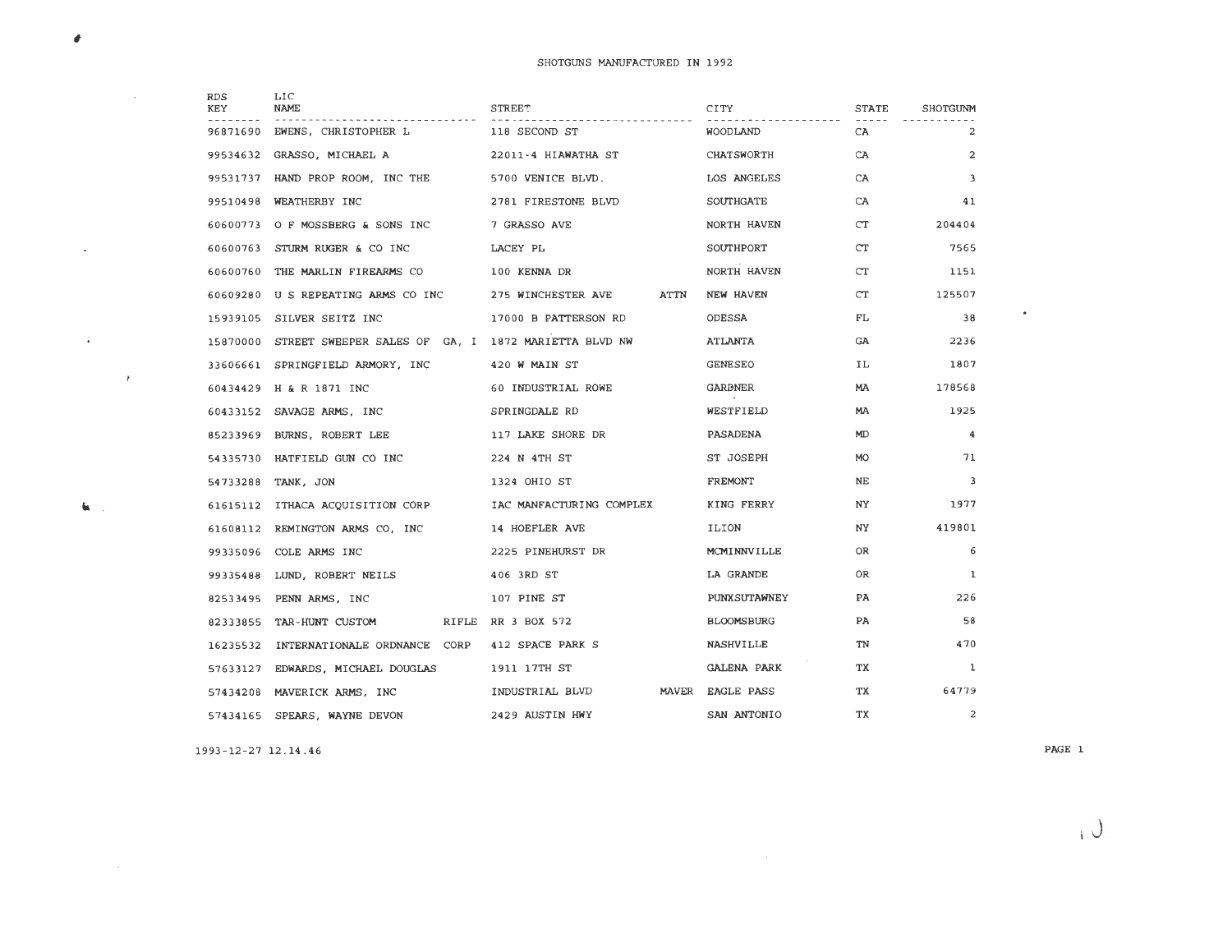SHOTGUNS MANUFACTURED IN 1992

| RDS KEY | LIC NAME | STREET | CITY | STATE | SHOTGUNM |
|---|---|---|---|---|---|
| 96871690 | EWENS, CHRISTOPHER L | 118 SECOND ST | WOODLAND | CA | 2 |
| 99534632 | GRASSO, MICHAEL A | 22011-4 HIAWATHA ST | CHATSWORTH | CA | 2 |
| 99531737 | HAND PROP ROOM, INC THE | 5700 VENICE BLVD. | LOS ANGELES | CA | 3 |
| 99510498 | WEATHERBY INC | 2781 FIRESTONE BLVD | SOUTHGATE | CA | 41 |
| 60600773 | O F MOSSBERG & SONS INC | 7 GRASSO AVE | NORTH HAVEN | CT | 204404 |
| 60600763 | STURM RUGER & CO INC | LACEY PL | SOUTHPORT | CT | 7565 |
| 60600760 | THE MARLIN FIREARMS CO | 100 KENNA DR | NORTH HAVEN | CT | 1151 |
| 60609280 | U S REPEATING ARMS CO INC | 275 WINCHESTER AVE ATTN | NEW HAVEN | CT | 125507 |
| 15939105 | SILVER SEITZ INC | 17000 B PATTERSON RD | ODESSA | FL | 38 |
| 15870000 | STREET SWEEPER SALES OF GA, I | 1872 MARIETTA BLVD NW | ATLANTA | GA | 2236 |
| 33606661 | SPRINGFIELD ARMORY, INC | 420 W MAIN ST | GENESEO | IL | 1807 |
| 60434429 | H & R 1871 INC | 60 INDUSTRIAL ROWE | GARDNER | MA | 178568 |
| 60433152 | SAVAGE ARMS, INC | SPRINGDALE RD | WESTFIELD | MA | 1925 |
| 85233969 | BURNS, ROBERT LEE | 117 LAKE SHORE DR | PASADENA | MD | 4 |
| 54335730 | HATFIELD GUN CO INC | 224 N 4TH ST | ST JOSEPH | MO | 71 |
| 54733288 | TANK, JON | 1324 OHIO ST | FREMONT | NE | 3 |
| 61615112 | ITHACA ACQUISITION CORP | IAC MANFACTURING COMPLEX | KING FERRY | NY | 1977 |
| 61608112 | REMINGTON ARMS CO, INC | 14 HOEFLER AVE | ILION | NY | 419801 |
| 99335096 | COLE ARMS INC | 2225 PINEHURST DR | MCMINNVILLE | OR | 6 |
| 99335488 | LUND, ROBERT NEILS | 406 3RD ST | LA GRANDE | OR | 1 |
| 82533495 | PENN ARMS, INC | 107 PINE ST | PUNXSUTAWNEY | PA | 226 |
| 82333855 | TAR-HUNT CUSTOM RIFLE | RR 3 BOX 572 | BLOOMSBURG | PA | 58 |
| 16235532 | INTERNATIONALE ORDNANCE CORP | 412 SPACE PARK S | NASHVILLE | TN | 470 |
| 57633127 | EDWARDS, MICHAEL DOUGLAS | 1911 17TH ST | GALENA PARK | TX | 1 |
| 57434208 | MAVERICK ARMS, INC | INDUSTRIAL BLVD MAVER | EAGLE PASS | TX | 64779 |
| 57434165 | SPEARS, WAYNE DEVON | 2429 AUSTIN HWY | SAN ANTONIO | TX | 2 |

1993-12-27 12.14.46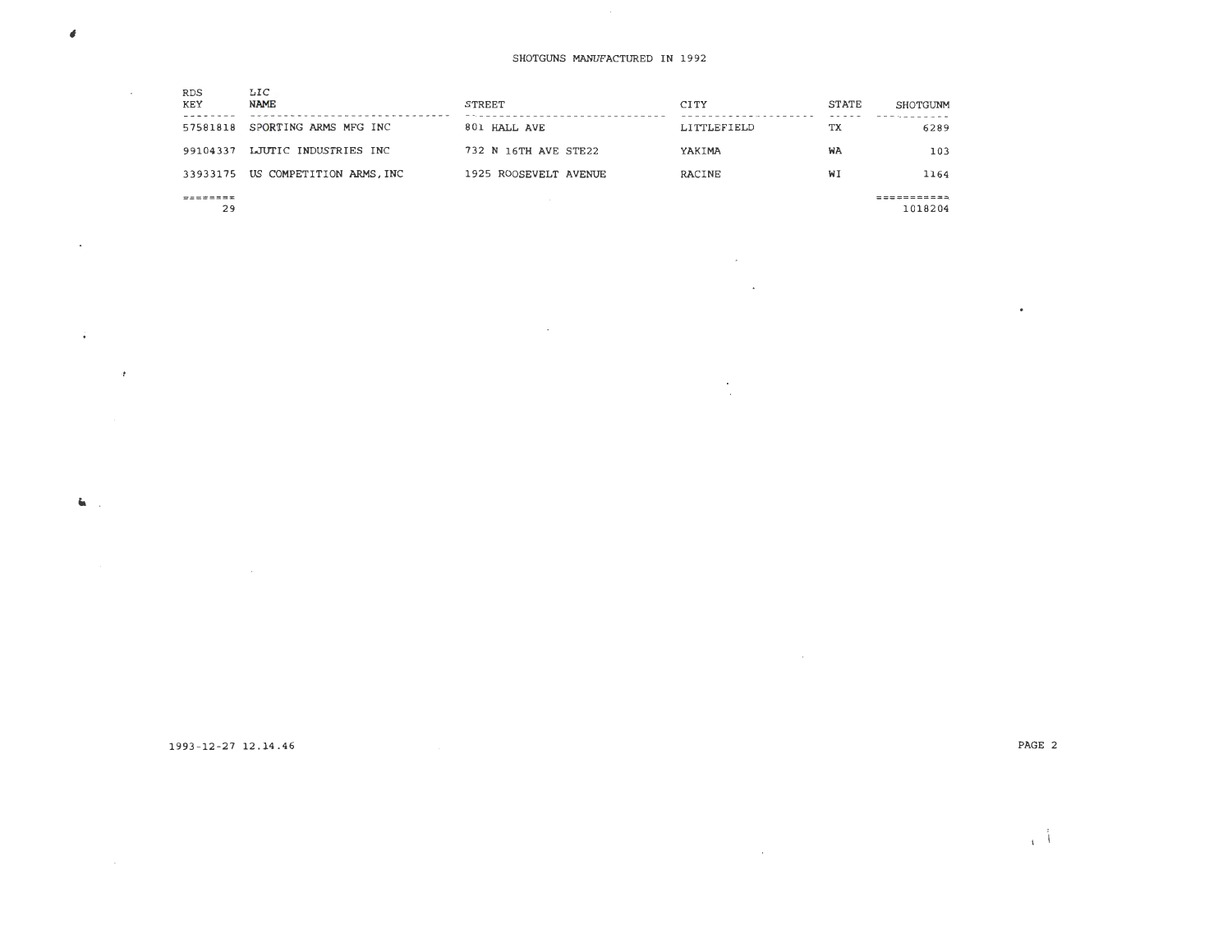SHOTGUNS MANUFACTURED IN 1992

| RDS KEY | LIC NAME | STREET | CITY | STATE | SHOTGUNM |
|---|---|---|---|---|---|
| 57581818 | SPORTING ARMS MFG INC | 801 HALL AVE | LITTLEFIELD | TX | 6289 |
| 99104337 | LJUTIC INDUSTRIES INC | 732 N 16TH AVE STE22 | YAKIMA | WA | 103 |
| 33933175 | US COMPETITION ARMS, INC | 1925 ROOSEVELT AVENUE | RACINE | WI | 1164 |
| ======== | | | | | =========== |
| 29 | | | | | 1018204 |

1993-12-27 12.14.46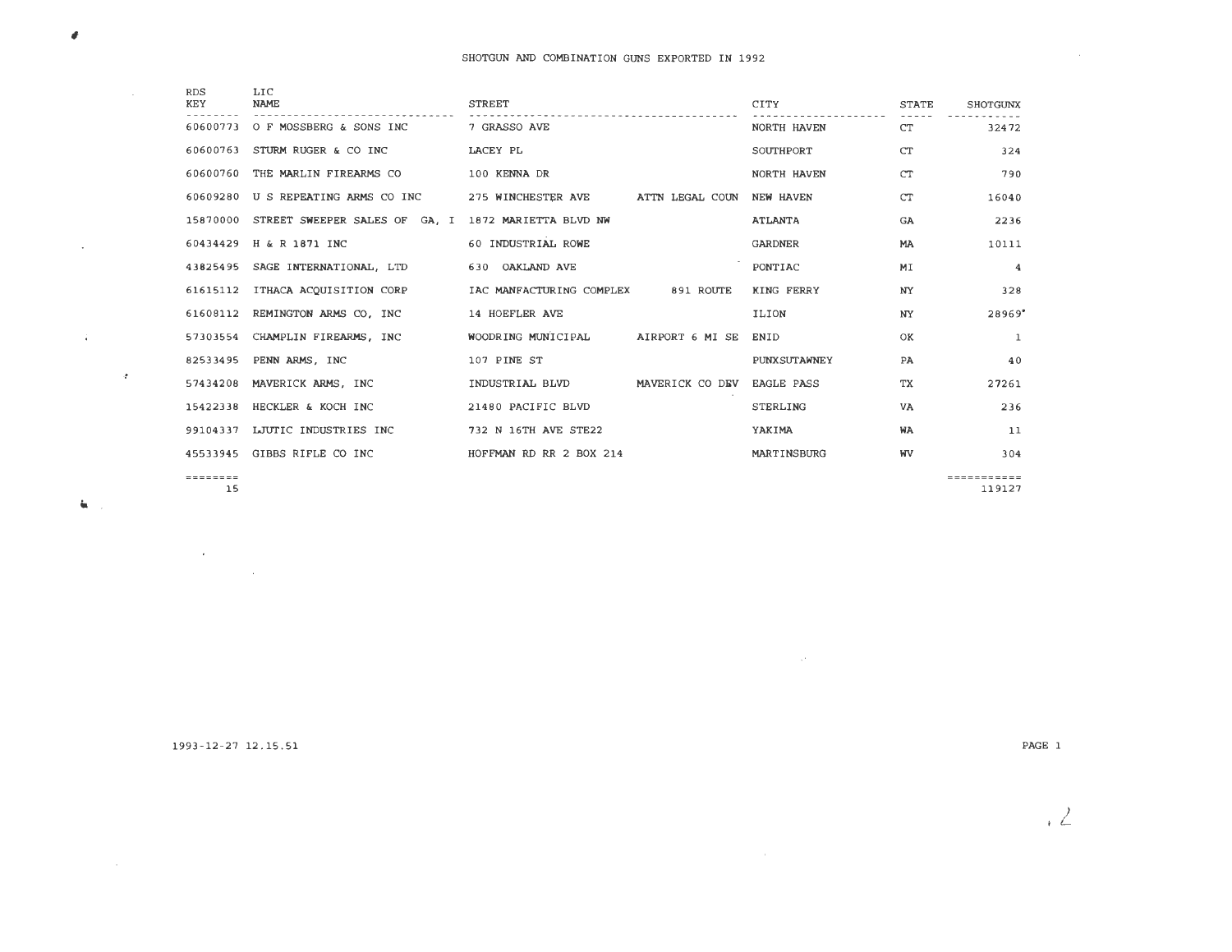# SHOTGUN AND COMBINATION GUNS EXPORTED IN 1992

| RDS KEY | LIC NAME | STREET | | CITY | STATE | SHOTGUNX |
|---|---|---|---|---|---|---|
| 60600773 | O F MOSSBERG & SONS INC | 7 GRASSO AVE | | NORTH HAVEN | CT | 32472 |
| 60600763 | STURM RUGER & CO INC | LACEY PL | | SOUTHPORT | CT | 324 |
| 60600760 | THE MARLIN FIREARMS CO | 100 KENNA DR | | NORTH HAVEN | CT | 790 |
| 60609280 | U S REPEATING ARMS CO INC | 275 WINCHESTER AVE | ATTN LEGAL COUN | NEW HAVEN | CT | 16040 |
| 15870000 | STREET SWEEPER SALES OF GA, I | 1872 MARIETTA BLVD NW | | ATLANTA | GA | 2236 |
| 60434429 | H & R 1871 INC | 60 INDUSTRIAL ROWE | | GARDNER | MA | 10111 |
| 43825495 | SAGE INTERNATIONAL, LTD | 630 OAKLAND AVE | | PONTIAC | MI | 4 |
| 61615112 | ITHACA ACQUISITION CORP | IAC MANFACTURING COMPLEX | 891 ROUTE | KING FERRY | NY | 328 |
| 61608112 | REMINGTON ARMS CO, INC | 14 HOEFLER AVE | | ILION | NY | 28969 |
| 57303554 | CHAMPLIN FIREARMS, INC | WOODRING MUNICIPAL | AIRPORT 6 MI SE | ENID | OK | 1 |
| 82533495 | PENN ARMS, INC | 107 PINE ST | | PUNXSUTAWNEY | PA | 40 |
| 57434208 | MAVERICK ARMS, INC | INDUSTRIAL BLVD | MAVERICK CO DEV | EAGLE PASS | TX | 27261 |
| 15422338 | HECKLER & KOCH INC | 21480 PACIFIC BLVD | | STERLING | VA | 236 |
| 99104337 | LJUTIC INDUSTRIES INC | 732 N 16TH AVE STE22 | | YAKIMA | WA | 11 |
| 45533945 | GIBBS RIFLE CO INC | HOFFMAN RD RR 2 BOX 214 | | MARTINSBURG | WV | 304 |
| 15 | | | | | | 119127 |

1993-12-27 12.15.51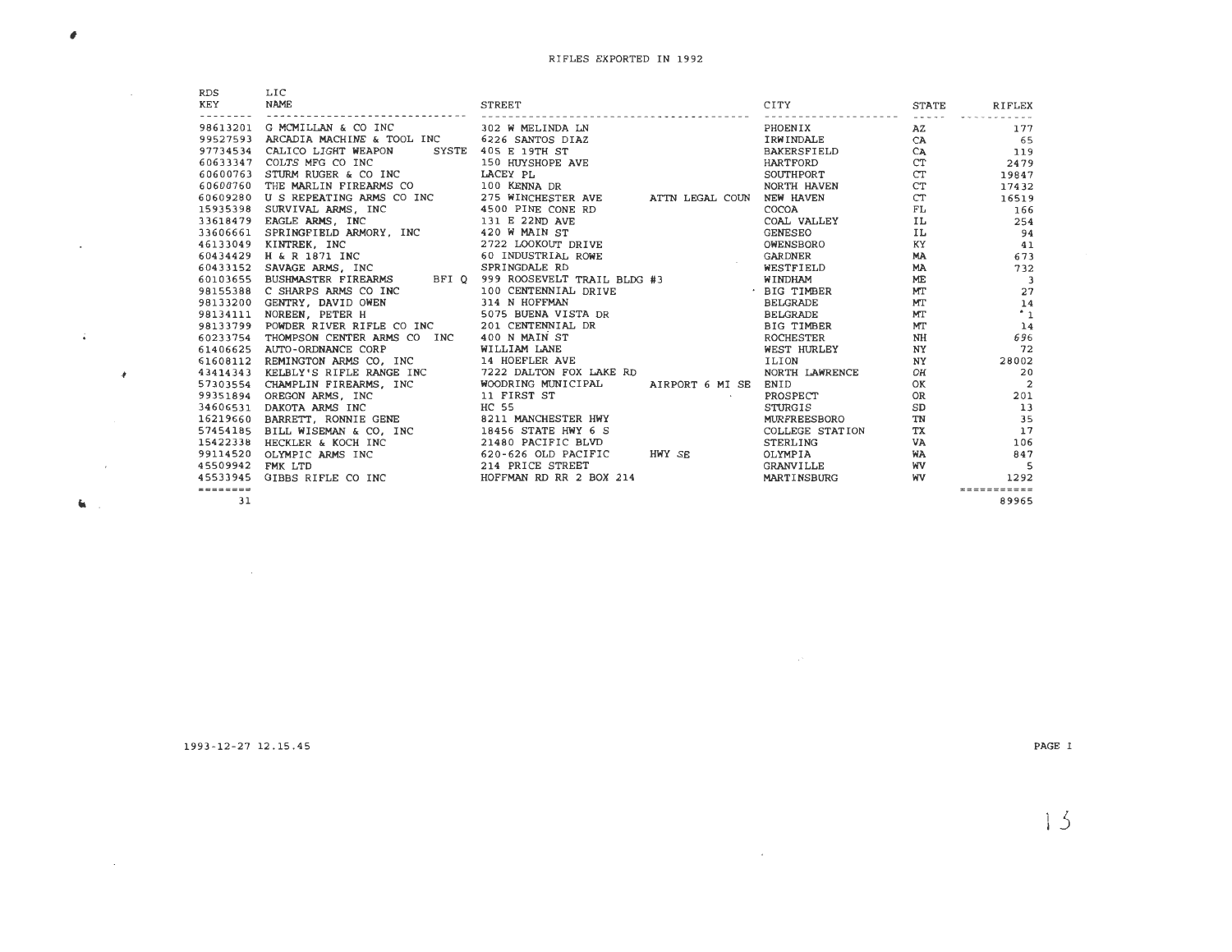RIFLES EXPORTED IN 1992

| RDS KEY | LIC NAME | STREET | | CITY | STATE | RIFLEX |
|---|---|---|---|---|---|---|
| 98613201 | G MCMILLAN & CO INC | 302 W MELINDA LN | | PHOENIX | AZ | 177 |
| 99527593 | ARCADIA MACHINE & TOOL INC | 6226 SANTOS DIAZ | | IRWINDALE | CA | 65 |
| 97734534 | CALICO LIGHT WEAPON SYSTE | 405 E 19TH ST | | BAKERSFIELD | CA | 119 |
| 60633347 | COLTS MFG CO INC | 150 HUYSHOPE AVE | | HARTFORD | CT | 2479 |
| 60600763 | STURM RUGER & CO INC | LACEY PL | | SOUTHPORT | CT | 19847 |
| 60600760 | THE MARLIN FIREARMS CO | 100 KENNA DR | | NORTH HAVEN | CT | 17432 |
| 60609280 | U S REPEATING ARMS CO INC | 275 WINCHESTER AVE | ATTN LEGAL COUN | NEW HAVEN | CT | 16519 |
| 15935398 | SURVIVAL ARMS, INC | 4500 PINE CONE RD | | COCOA | FL | 166 |
| 33618479 | EAGLE ARMS, INC | 131 E 22ND AVE | | COAL VALLEY | IL | 254 |
| 33606661 | SPRINGFIELD ARMORY, INC | 420 W MAIN ST | | GENESEO | IL | 94 |
| 46133049 | KINTREK, INC | 2722 LOOKOUT DRIVE | | OWENSBORO | KY | 41 |
| 60434429 | H & R 1871 INC | 60 INDUSTRIAL ROWE | | GARDNER | MA | 673 |
| 60433152 | SAVAGE ARMS, INC | SPRINGDALE RD | | WESTFIELD | MA | 732 |
| 60103655 | BUSHMASTER FIREARMS BFI Q | 999 ROOSEVELT TRAIL BLDG #3 | | WINDHAM | ME | 3 |
| 98155388 | C SHARPS ARMS CO INC | 100 CENTENNIAL DRIVE | | BIG TIMBER | MT | 27 |
| 98133200 | GENTRY, DAVID OWEN | 314 N HOFFMAN | | BELGRADE | MT | 14 |
| 98134111 | NOREEN, PETER H | 5075 BUENA VISTA DR | | BELGRADE | MT | 1 |
| 98133799 | POWDER RIVER RIFLE CO INC | 201 CENTENNIAL DR | | BIG TIMBER | MT | 14 |
| 60233754 | THOMPSON CENTER ARMS CO INC | 400 N MAIN ST | | ROCHESTER | NH | 696 |
| 61406625 | AUTO-ORDNANCE CORP | WILLIAM LANE | | WEST HURLEY | NY | 72 |
| 61608112 | REMINGTON ARMS CO, INC | 14 HOEFLER AVE | | ILION | NY | 28002 |
| 43414343 | KELBLY'S RIFLE RANGE INC | 7222 DALTON FOX LAKE RD | | NORTH LAWRENCE | OH | 20 |
| 57303554 | CHAMPLIN FIREARMS, INC | WOODRING MUNICIPAL | AIRPORT 6 MI SE | ENID | OK | 2 |
| 99351894 | OREGON ARMS, INC | 11 FIRST ST | | PROSPECT | OR | 201 |
| 34606531 | DAKOTA ARMS INC | HC 55 | | STURGIS | SD | 13 |
| 16219660 | BARRETT, RONNIE GENE | 8211 MANCHESTER HWY | | MURFREESBORO | TN | 35 |
| 57454185 | BILL WISEMAN & CO, INC | 18456 STATE HWY 6 S | | COLLEGE STATION | TX | 17 |
| 15422338 | HECKLER & KOCH INC | 21480 PACIFIC BLVD | | STERLING | VA | 106 |
| 99114520 | OLYMPIC ARMS INC | 620-626 OLD PACIFIC | HWY SE | OLYMPIA | WA | 847 |
| 45509942 | FMK LTD | 214 PRICE STREET | | GRANVILLE | WV | 5 |
| 45533945 | GIBBS RIFLE CO INC | HOFFMAN RD RR 2 BOX 214 | | MARTINSBURG | WV | 1292 |
| 31 | | | | | | 89965 |

1993-12-27 12.15.45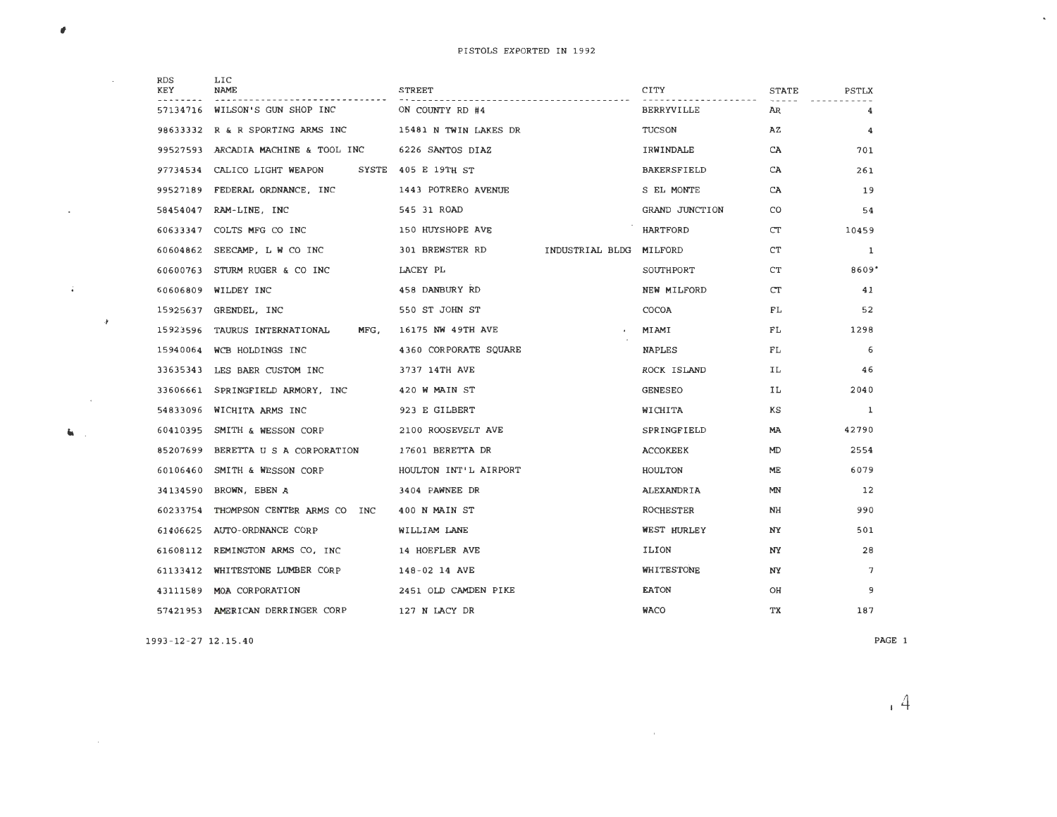# PISTOLS EXPORTED IN 1992

| RDS KEY | LIC NAME | STREET | CITY | STATE | PSTLX |
|---|---|---|---|---|---|
| 57134716 | WILSON'S GUN SHOP INC | ON COUNTY RD #4 | BERRYVILLE | AR | 4 |
| 98633332 | R & R SPORTING ARMS INC | 15481 N TWIN LAKES DR | TUCSON | AZ | 4 |
| 99527593 | ARCADIA MACHINE & TOOL INC | 6226 SANTOS DIAZ | IRWINDALE | CA | 701 |
| 97734534 | CALICO LIGHT WEAPON SYSTE | 405 E 19TH ST | BAKERSFIELD | CA | 261 |
| 99527189 | FEDERAL ORDNANCE, INC | 1443 POTRERO AVENUE | S EL MONTE | CA | 19 |
| 58454047 | RAM-LINE, INC | 545 31 ROAD | GRAND JUNCTION | CO | 54 |
| 60633347 | COLTS MFG CO INC | 150 HUYSHOPE AVE | HARTFORD | CT | 10459 |
| 60604862 | SEECAMP, L W CO INC | 301 BREWSTER RD INDUSTRIAL BLDG | MILFORD | CT | 1 |
| 60600763 | STURM RUGER & CO INC | LACEY PL | SOUTHPORT | CT | 8609* |
| 60606809 | WILDEY INC | 458 DANBURY RD | NEW MILFORD | CT | 41 |
| 15925637 | GRENDEL, INC | 550 ST JOHN ST | COCOA | FL | 52 |
| 15923596 | TAURUS INTERNATIONAL MFG, | 16175 NW 49TH AVE | MIAMI | FL | 1298 |
| 15940064 | WCB HOLDINGS INC | 4360 CORPORATE SQUARE | NAPLES | FL | 6 |
| 33635343 | LES BAER CUSTOM INC | 3737 14TH AVE | ROCK ISLAND | IL | 46 |
| 33606661 | SPRINGFIELD ARMORY, INC | 420 W MAIN ST | GENESEO | IL | 2040 |
| 54833096 | WICHITA ARMS INC | 923 E GILBERT | WICHITA | KS | 1 |
| 60410395 | SMITH & WESSON CORP | 2100 ROOSEVELT AVE | SPRINGFIELD | MA | 42790 |
| 85207699 | BERETTA U S A CORPORATION | 17601 BERETTA DR | ACCOKEEK | MD | 2554 |
| 60106460 | SMITH & WESSON CORP | HOULTON INT'L AIRPORT | HOULTON | ME | 6079 |
| 34134590 | BROWN, EBEN A | 3404 PAWNEE DR | ALEXANDRIA | MN | 12 |
| 60233754 | THOMPSON CENTER ARMS CO INC | 400 N MAIN ST | ROCHESTER | NH | 990 |
| 61406625 | AUTO-ORDNANCE CORP | WILLIAM LANE | WEST HURLEY | NY | 501 |
| 61608112 | REMINGTON ARMS CO, INC | 14 HOEFLER AVE | ILION | NY | 28 |
| 61133412 | WHITESTONE LUMBER CORP | 148-02 14 AVE | WHITESTONE | NY | 7 |
| 43111589 | MOA CORPORATION | 2451 OLD CAMDEN PIKE | EATON | OH | 9 |
| 57421953 | AMERICAN DERRINGER CORP | 127 N LACY DR | WACO | TX | 187 |

1993-12-27 12.15.40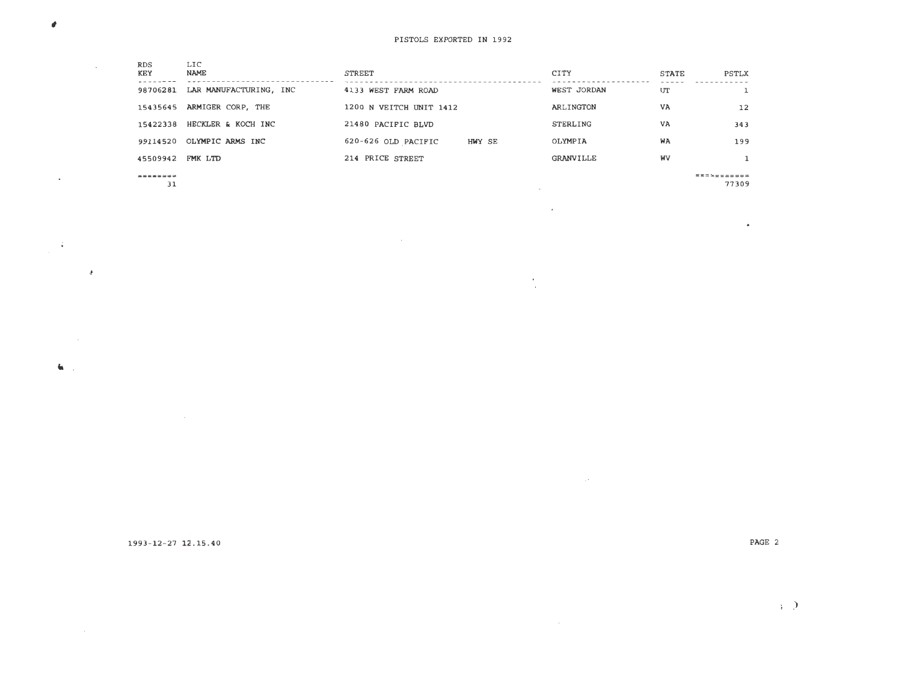PISTOLS EXPORTED IN 1992

| RDS KEY | LIC NAME | STREET | CITY | STATE | PSTLX |
|---|---|---|---|---|---|
| 98706281 | LAR MANUFACTURING, INC | 4133 WEST FARM ROAD | WEST JORDAN | UT | 1 |
| 15435645 | ARMIGER CORP, THE | 1200 N VEITCH UNIT 1412 | ARLINGTON | VA | 12 |
| 15422338 | HECKLER & KOCH INC | 21480 PACIFIC BLVD | STERLING | VA | 343 |
| 99114520 | OLYMPIC ARMS INC | 620-626 OLD PACIFIC HWY SE | OLYMPIA | WA | 199 |
| 45509942 | FMK LTD | 214 PRICE STREET | GRANVILLE | WV | 1 |
| ======== | | | | | ========== |
| 31 | | | | | 77309 |

1993-12-27 12.15.40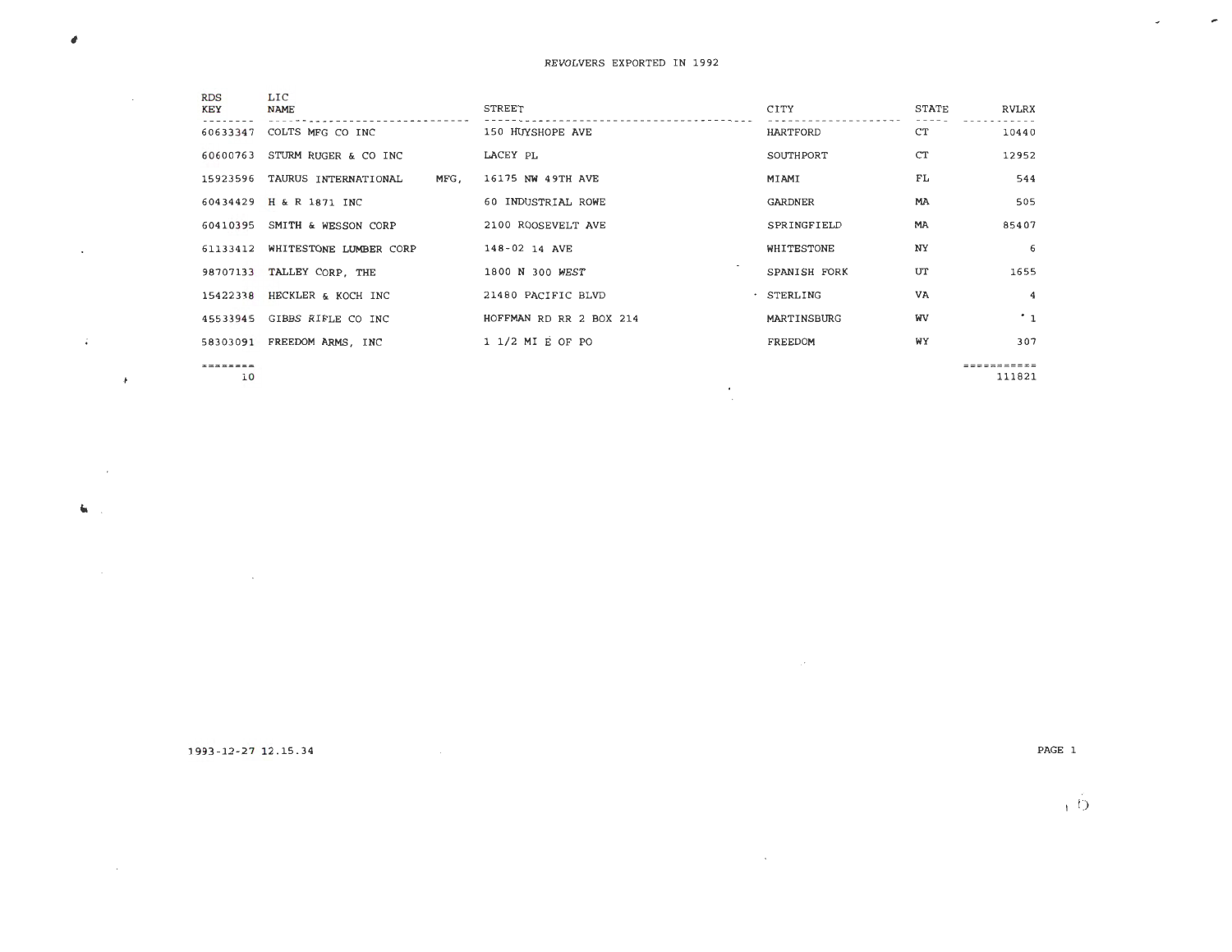REVOLVERS EXPORTED IN 1992

| RDS KEY | LIC NAME | STREET | CITY | STATE | RVLRX |
|---|---|---|---|---|---|
| 60633347 | COLTS MFG CO INC | 150 HUYSHOPE AVE | HARTFORD | CT | 10440 |
| 60600763 | STURM RUGER & CO INC | LACEY PL | SOUTHPORT | CT | 12952 |
| 15923596 | TAURUS INTERNATIONAL MFG, | 16175 NW 49TH AVE | MIAMI | FL | 544 |
| 60434429 | H & R 1871 INC | 60 INDUSTRIAL ROWE | GARDNER | MA | 505 |
| 60410395 | SMITH & WESSON CORP | 2100 ROOSEVELT AVE | SPRINGFIELD | MA | 85407 |
| 61133412 | WHITESTONE LUMBER CORP | 148-02 14 AVE | WHITESTONE | NY | 6 |
| 98707133 | TALLEY CORP, THE | 1800 N 300 WEST | SPANISH FORK | UT | 1655 |
| 15422338 | HECKLER & KOCH INC | 21480 PACIFIC BLVD | STERLING | VA | 4 |
| 45533945 | GIBBS RIFLE CO INC | HOFFMAN RD RR 2 BOX 214 | MARTINSBURG | WV | 1 |
| 58303091 | FREEDOM ARMS, INC | 1 1/2 MI E OF PO | FREEDOM | WY | 307 |
| 10 | | | | | 111821 |

1993-12-27 12.15.34